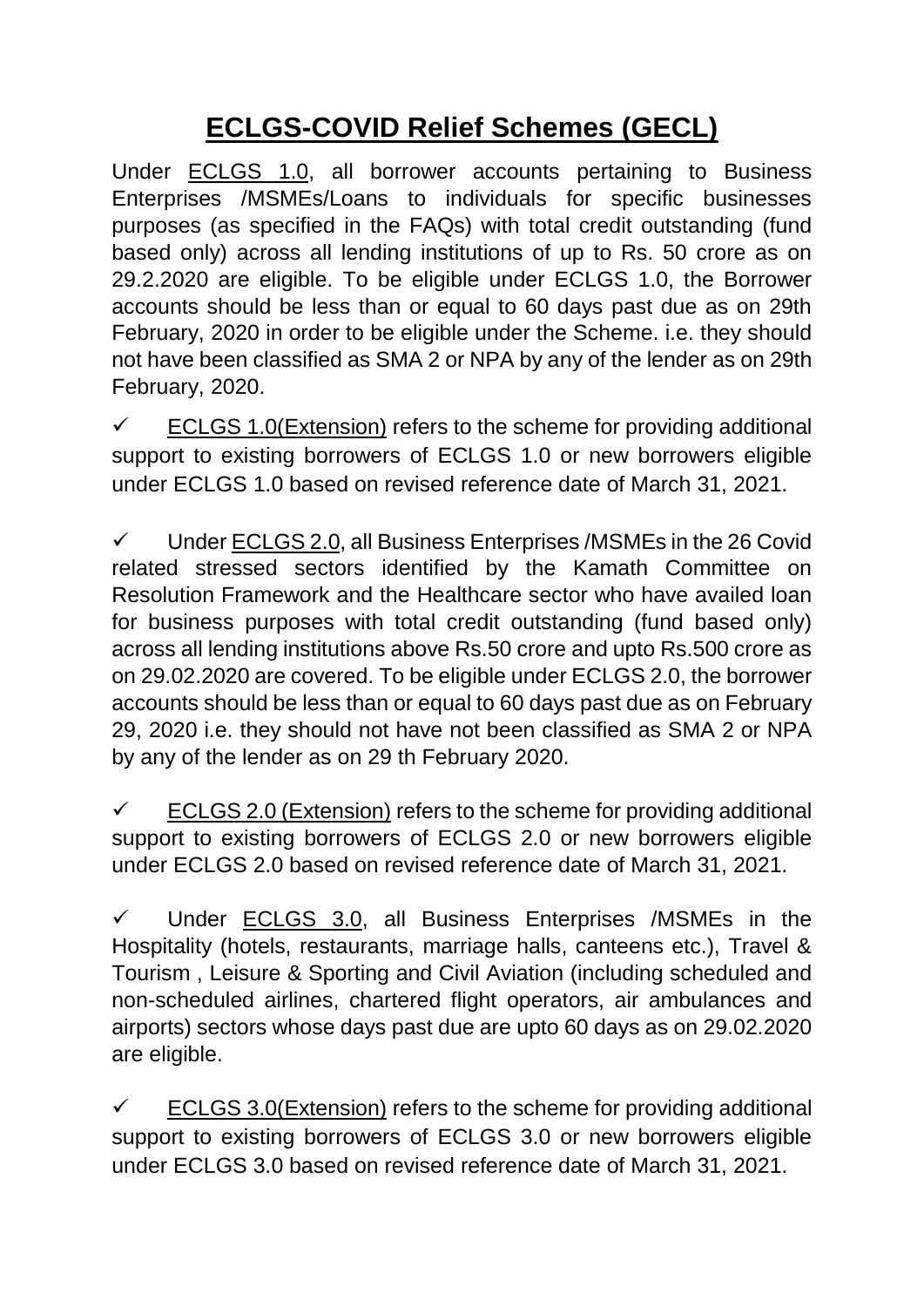# ECLGS-COVID Relief Schemes (GECL)

Under ECLGS 1.0, all borrower accounts pertaining to Business Enterprises /MSMEs/Loans to individuals for specific businesses purposes (as specified in the FAQs) with total credit outstanding (fund based only) across all lending institutions of up to Rs. 50 crore as on 29.2.2020 are eligible. To be eligible under ECLGS 1.0, the Borrower accounts should be less than or equal to 60 days past due as on 29th February, 2020 in order to be eligible under the Scheme. i.e. they should not have been classified as SMA 2 or NPA by any of the lender as on 29th February, 2020.

- ✓ ECLGS 1.0(Extension) refers to the scheme for providing additional support to existing borrowers of ECLGS 1.0 or new borrowers eligible under ECLGS 1.0 based on revised reference date of March 31, 2021.

- ✓ Under ECLGS 2.0, all Business Enterprises /MSMEs in the 26 Covid related stressed sectors identified by the Kamath Committee on Resolution Framework and the Healthcare sector who have availed loan for business purposes with total credit outstanding (fund based only) across all lending institutions above Rs.50 crore and upto Rs.500 crore as on 29.02.2020 are covered. To be eligible under ECLGS 2.0, the borrower accounts should be less than or equal to 60 days past due as on February 29, 2020 i.e. they should not have not been classified as SMA 2 or NPA by any of the lender as on 29 th February 2020.

- ✓ ECLGS 2.0 (Extension) refers to the scheme for providing additional support to existing borrowers of ECLGS 2.0 or new borrowers eligible under ECLGS 2.0 based on revised reference date of March 31, 2021.

- ✓ Under ECLGS 3.0, all Business Enterprises /MSMEs in the Hospitality (hotels, restaurants, marriage halls, canteens etc.), Travel & Tourism , Leisure & Sporting and Civil Aviation (including scheduled and non-scheduled airlines, chartered flight operators, air ambulances and airports) sectors whose days past due are upto 60 days as on 29.02.2020 are eligible.

- ✓ ECLGS 3.0(Extension) refers to the scheme for providing additional support to existing borrowers of ECLGS 3.0 or new borrowers eligible under ECLGS 3.0 based on revised reference date of March 31, 2021.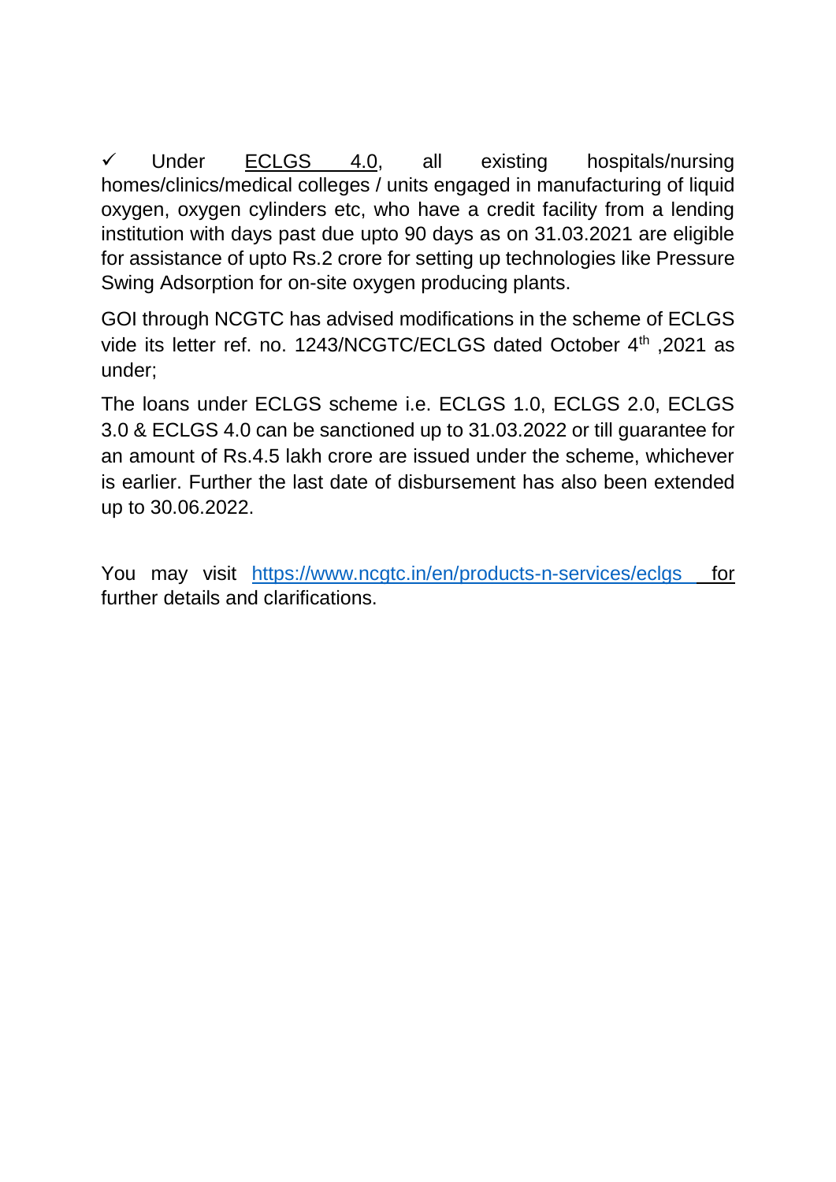✓ Under ECLGS 4.0, all existing hospitals/nursing homes/clinics/medical colleges / units engaged in manufacturing of liquid oxygen, oxygen cylinders etc, who have a credit facility from a lending institution with days past due upto 90 days as on 31.03.2021 are eligible for assistance of upto Rs.2 crore for setting up technologies like Pressure Swing Adsorption for on-site oxygen producing plants.

GOI through NCGTC has advised modifications in the scheme of ECLGS vide its letter ref. no. 1243/NCGTC/ECLGS dated October 4th ,2021 as under;

The loans under ECLGS scheme i.e. ECLGS 1.0, ECLGS 2.0, ECLGS 3.0 & ECLGS 4.0 can be sanctioned up to 31.03.2022 or till guarantee for an amount of Rs.4.5 lakh crore are issued under the scheme, whichever is earlier. Further the last date of disbursement has also been extended up to 30.06.2022.

You may visit https://www.ncgtc.in/en/products-n-services/eclgs for further details and clarifications.